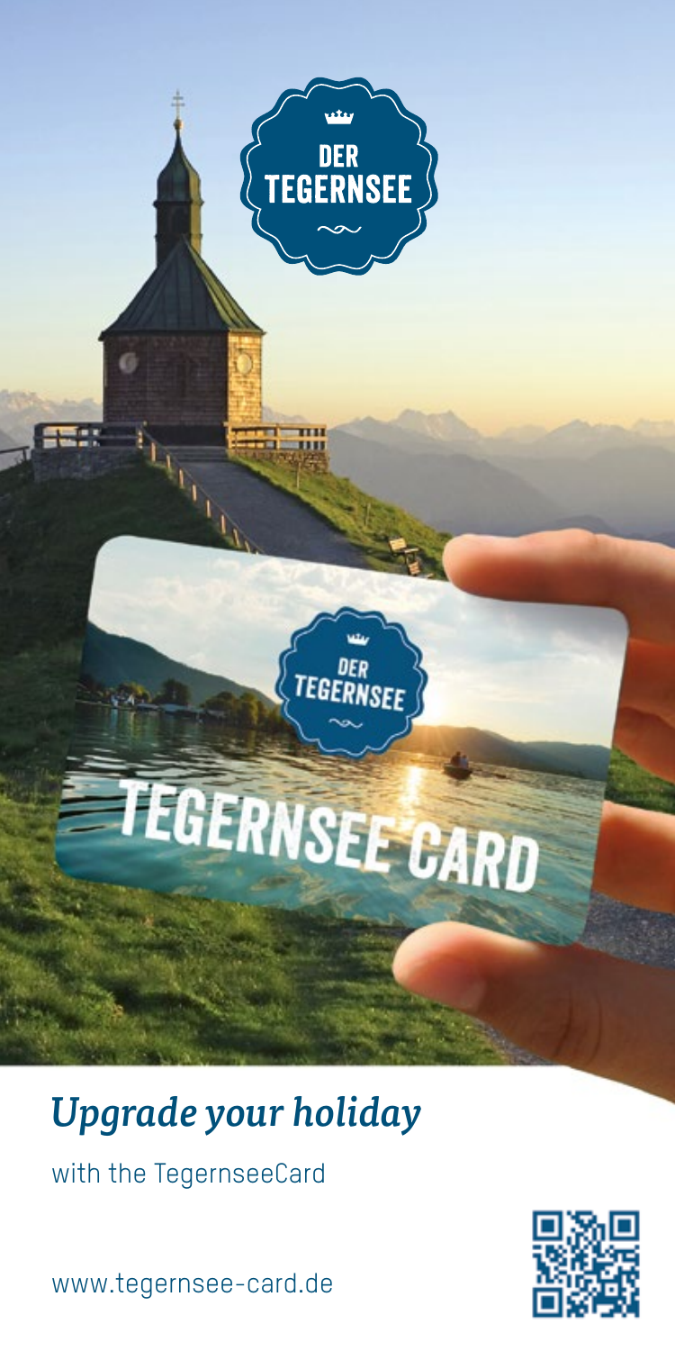DER TEGERNSEE

# *Upgrade your holiday*

with the TegernseeCard

www.tegernsee-card.de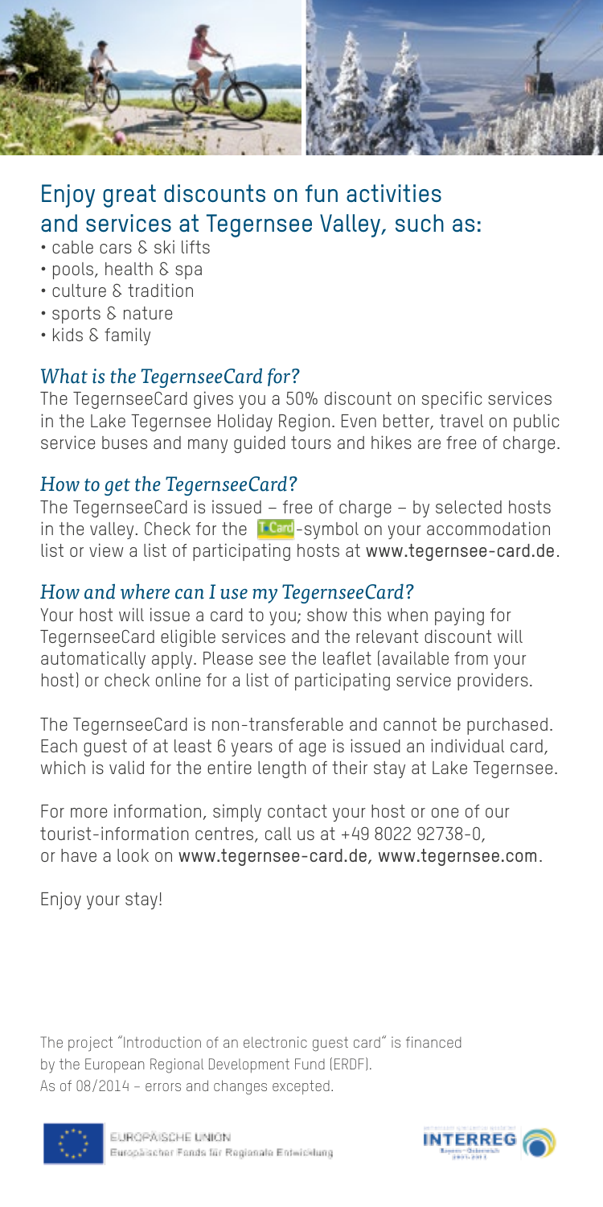## Enjoy great discounts on fun activities and services at Tegernsee Valley, such as:

- cable cars & ski lifts
- pools, health & spa
- culture & tradition
- sports & nature
- kids & family

### *What is the TegernseeCard for?*

The TegernseeCard gives you a 50% discount on specific services in the Lake Tegernsee Holiday Region. Even better, travel on public service buses and many guided tours and hikes are free of charge.

### *How to get the TegernseeCard?*

The TegernseeCard is issued – free of charge – by selected hosts in the valley. Check for the T-Card-symbol on your accommodation list or view a list of participating hosts at **www.tegernsee-card.de**.

### *How and where can I use my TegernseeCard?*

Your host will issue a card to you; show this when paying for TegernseeCard eligible services and the relevant discount will automatically apply. Please see the leaflet (available from your host) or check online for a list of participating service providers.

The TegernseeCard is non-transferable and cannot be purchased. Each guest of at least 6 years of age is issued an individual card, which is valid for the entire length of their stay at Lake Tegernsee.

For more information, simply contact your host or one of our tourist-information centres, call us at +49 8022 92738-0, or have a look on **www.tegernsee-card.de, www.tegernsee.com**.

Enjoy your stay!

The project "Introduction of an electronic guest card" is financed by the European Regional Development Fund (ERDF).
As of 08/2014 – errors and changes excepted.

EUROPÄISCHE UNION
Europäischer Fonds für Regionale Entwicklung

INTERREG